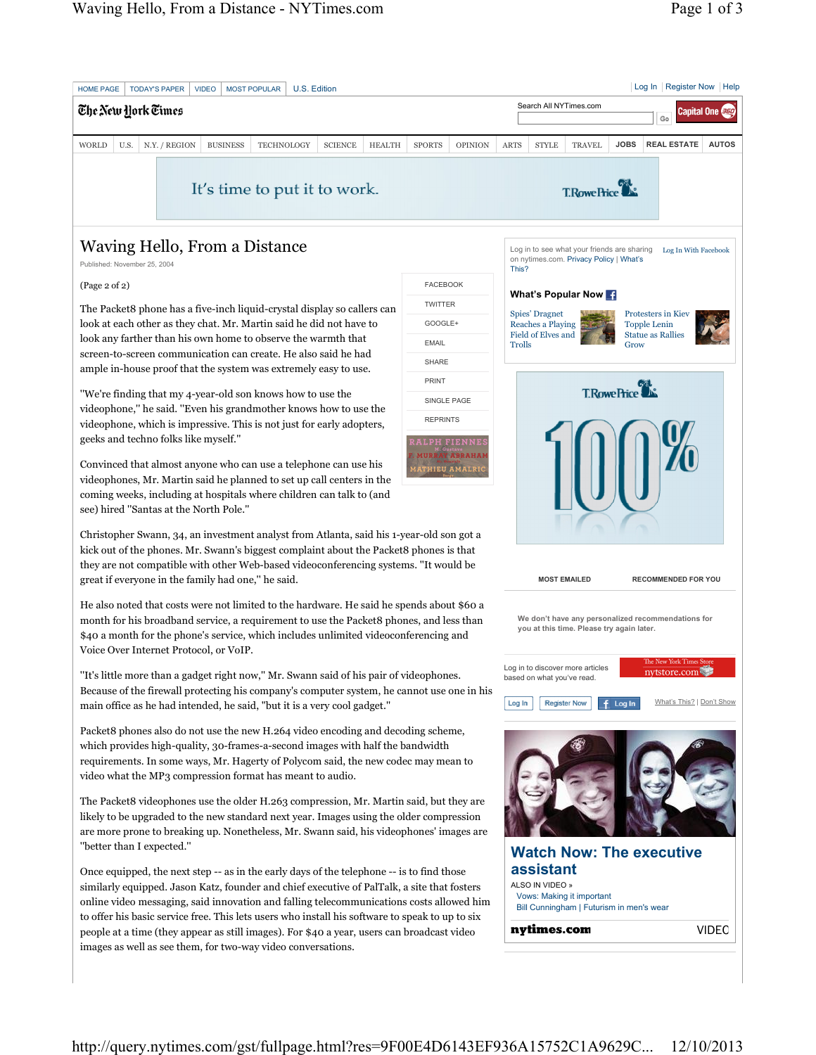# Waving Hello, From a Distance

Published: November 25, 2004

(Page 2 of 2)

The Packet8 phone has a five-inch liquid-crystal display so callers can look at each other as they chat. Mr. Martin said he did not have to look any farther than his own home to observe the warmth that screen-to-screen communication can create. He also said he had ample in-house proof that the system was extremely easy to use.

"We're finding that my 4-year-old son knows how to use the videophone," he said. "Even his grandmother knows how to use the videophone, which is impressive. This is not just for early adopters, geeks and techno folks like myself."

Convinced that almost anyone who can use a telephone can use his videophones, Mr. Martin said he planned to set up call centers in the coming weeks, including at hospitals where children can talk to (and see) hired "Santas at the North Pole."

Christopher Swann, 34, an investment analyst from Atlanta, said his 1-year-old son got a kick out of the phones. Mr. Swann's biggest complaint about the Packet8 phones is that they are not compatible with other Web-based videoconferencing systems. "It would be great if everyone in the family had one," he said.

He also noted that costs were not limited to the hardware. He said he spends about $60 a month for his broadband service, a requirement to use the Packet8 phones, and less than $40 a month for the phone's service, which includes unlimited videoconferencing and Voice Over Internet Protocol, or VoIP.

"It's little more than a gadget right now," Mr. Swann said of his pair of videophones. Because of the firewall protecting his company's computer system, he cannot use one in his main office as he had intended, he said, "but it is a very cool gadget."

Packet8 phones also do not use the new H.264 video encoding and decoding scheme, which provides high-quality, 30-frames-a-second images with half the bandwidth requirements. In some ways, Mr. Hagerty of Polycom said, the new codec may mean to video what the MP3 compression format has meant to audio.

The Packet8 videophones use the older H.263 compression, Mr. Martin said, but they are likely to be upgraded to the new standard next year. Images using the older compression are more prone to breaking up. Nonetheless, Mr. Swann said, his videophones' images are "better than I expected."

Once equipped, the next step -- as in the early days of the telephone -- is to find those similarly equipped. Jason Katz, founder and chief executive of PalTalk, a site that fosters online video messaging, said innovation and falling telecommunications costs allowed him to offer his basic service free. This lets users who install his software to speak to up to six people at a time (they appear as still images). For $40 a year, users can broadcast video images as well as see them, for two-way video conversations.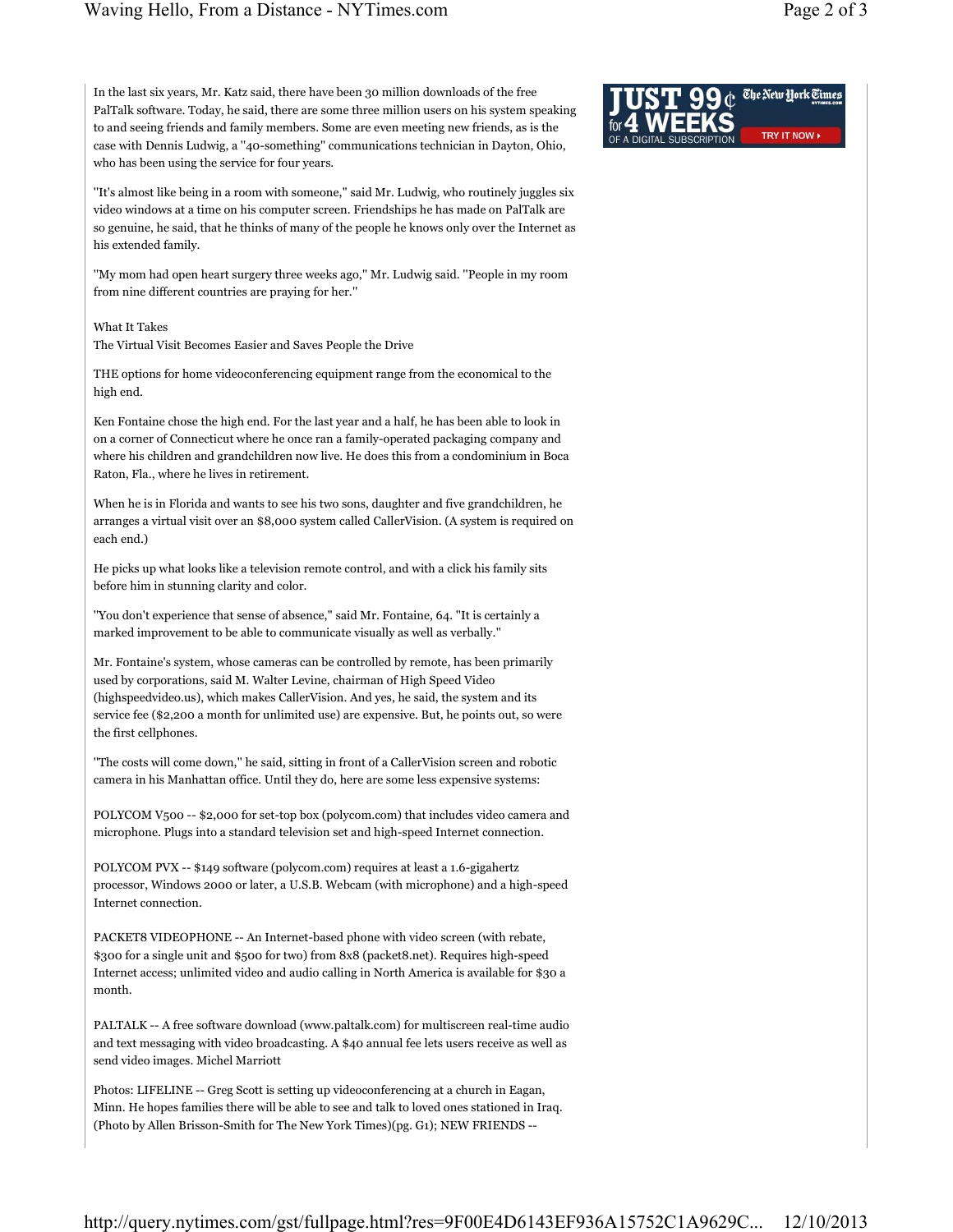In the last six years, Mr. Katz said, there have been 30 million downloads of the free PalTalk software. Today, he said, there are some three million users on his system speaking to and seeing friends and family members. Some are even meeting new friends, as is the case with Dennis Ludwig, a "40-something" communications technician in Dayton, Ohio, who has been using the service for four years.

''It's almost like being in a room with someone,'' said Mr. Ludwig, who routinely juggles six video windows at a time on his computer screen. Friendships he has made on PalTalk are so genuine, he said, that he thinks of many of the people he knows only over the Internet as his extended family.

''My mom had open heart surgery three weeks ago,'' Mr. Ludwig said. ''People in my room from nine different countries are praying for her.''

What It Takes

The Virtual Visit Becomes Easier and Saves People the Drive

THE options for home videoconferencing equipment range from the economical to the high end.

Ken Fontaine chose the high end. For the last year and a half, he has been able to look in on a corner of Connecticut where he once ran a family-operated packaging company and where his children and grandchildren now live. He does this from a condominium in Boca Raton, Fla., where he lives in retirement.

When he is in Florida and wants to see his two sons, daughter and five grandchildren, he arranges a virtual visit over an $8,000 system called CallerVision. (A system is required on each end.)

He picks up what looks like a television remote control, and with a click his family sits before him in stunning clarity and color.

''You don't experience that sense of absence,'' said Mr. Fontaine, 64. ''It is certainly a marked improvement to be able to communicate visually as well as verbally.''

Mr. Fontaine's system, whose cameras can be controlled by remote, has been primarily used by corporations, said M. Walter Levine, chairman of High Speed Video (highspeedvideo.us), which makes CallerVision. And yes, he said, the system and its service fee ($2,200 a month for unlimited use) are expensive. But, he points out, so were the first cellphones.

''The costs will come down,'' he said, sitting in front of a CallerVision screen and robotic camera in his Manhattan office. Until they do, here are some less expensive systems:

POLYCOM V500 -- $2,000 for set-top box (polycom.com) that includes video camera and microphone. Plugs into a standard television set and high-speed Internet connection.

POLYCOM PVX -- $149 software (polycom.com) requires at least a 1.6-gigahertz processor, Windows 2000 or later, a U.S.B. Webcam (with microphone) and a high-speed Internet connection.

PACKET8 VIDEOPHONE -- An Internet-based phone with video screen (with rebate, $300 for a single unit and $500 for two) from 8x8 (packet8.net). Requires high-speed Internet access; unlimited video and audio calling in North America is available for $30 a month.

PALTALK -- A free software download (www.paltalk.com) for multiscreen real-time audio and text messaging with video broadcasting. A $40 annual fee lets users receive as well as send video images. Michel Marriott

Photos: LIFELINE -- Greg Scott is setting up videoconferencing at a church in Eagan, Minn. He hopes families there will be able to see and talk to loved ones stationed in Iraq. (Photo by Allen Brisson-Smith for The New York Times)(pg. G1); NEW FRIENDS --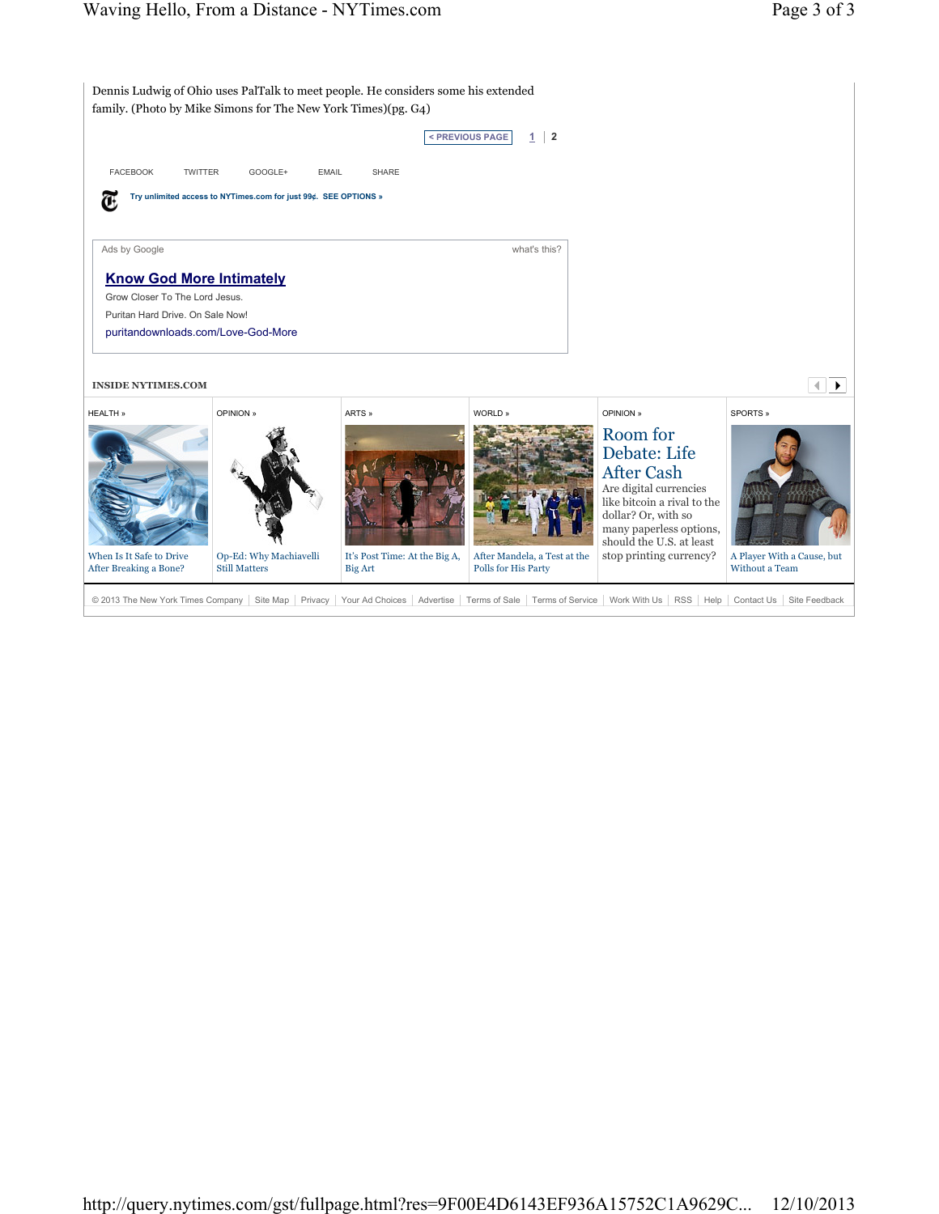Dennis Ludwig of Ohio uses PalTalk to meet people. He considers some his extended family. (Photo by Mike Simons for The New York Times)(pg. G4)

< PREVIOUS PAGE 1 | 2

FACEBOOK TWITTER GOOGLE+ EMAIL SHARE

Try unlimited access to NYTimes.com for just 99¢. SEE OPTIONS »

Ads by Google what's this?

**Know God More Intimately**

Grow Closer To The Lord Jesus.

Puritan Hard Drive. On Sale Now!

puritandownloads.com/Love-God-More

**INSIDE NYTIMES.COM**

HEALTH »

When Is It Safe to Drive After Breaking a Bone?

OPINION »

Op-Ed: Why Machiavelli Still Matters

ARTS »

It's Post Time: At the Big A, Big Art

WORLD »

After Mandela, a Test at the Polls for His Party

OPINION »

## Room for Debate: Life After Cash

Are digital currencies like bitcoin a rival to the dollar? Or, with so many paperless options, should the U.S. at least stop printing currency?

SPORTS »

A Player With a Cause, but Without a Team

© 2013 The New York Times Company | Site Map | Privacy | Your Ad Choices | Advertise | Terms of Sale | Terms of Service | Work With Us | RSS | Help | Contact Us | Site Feedback